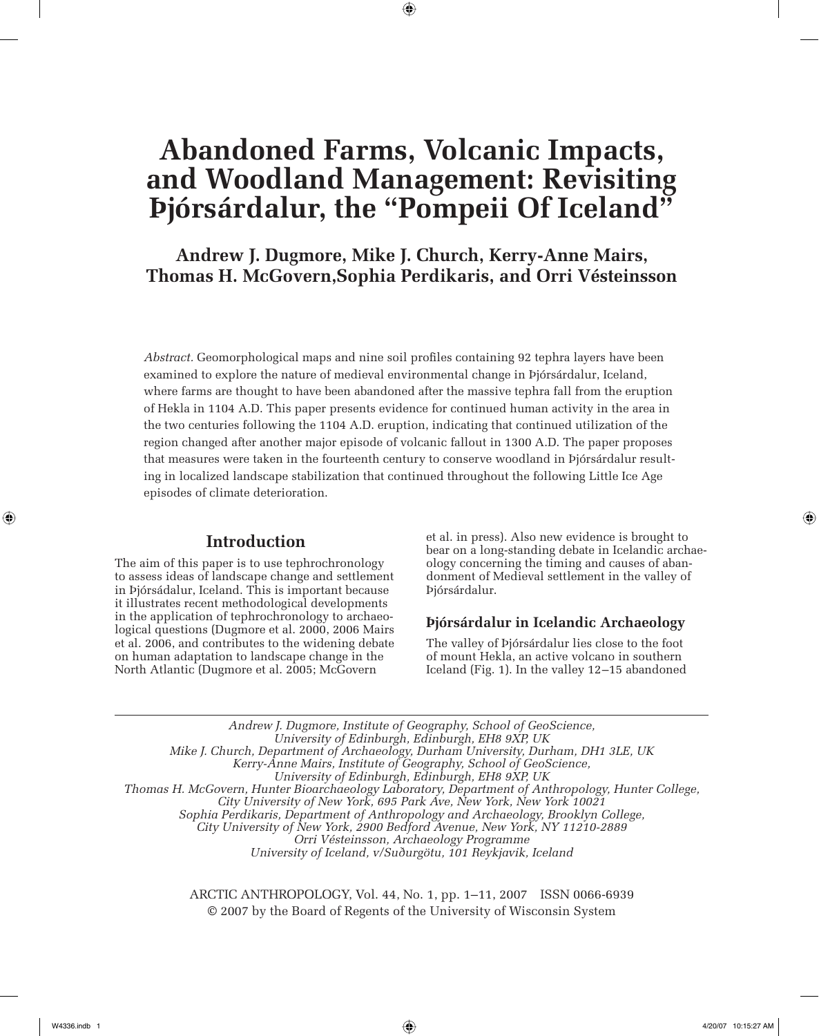# Abandoned Farms, Volcanic Impacts, and Woodland Management: Revisiting Þjórsárdalur, the "Pompeii Of Iceland"

**Andrew J. Dugmore, Mike J. Church, Kerry-Anne Mairs, Thomas H. McGovern,Sophia Perdikaris, and Orri Vésteinsson**

*Abstract.* Geomorphological maps and nine soil profiles containing 92 tephra layers have been examined to explore the nature of medieval environmental change in Þjórsárdalur, Iceland, where farms are thought to have been abandoned after the massive tephra fall from the eruption of Hekla in 1104 A.D. This paper presents evidence for continued human activity in the area in the two centuries following the 1104 A.D. eruption, indicating that continued utilization of the region changed after another major episode of volcanic fallout in 1300 A.D. The paper proposes that measures were taken in the fourteenth century to conserve woodland in Þjórsárdalur resulting in localized landscape stabilization that continued throughout the following Little Ice Age episodes of climate deterioration.

## Introduction

The aim of this paper is to use tephrochronology to assess ideas of landscape change and settlement in Þjórsádalur, Iceland. This is important because it illustrates recent methodological developments in the application of tephrochronology to archaeological questions (Dugmore et al. 2000, 2006 Mairs et al. 2006, and contributes to the widening debate on human adaptation to landscape change in the North Atlantic (Dugmore et al. 2005; McGovern et al. in press). Also new evidence is brought to bear on a long-standing debate in Icelandic archaeology concerning the timing and causes of abandonment of Medieval settlement in the valley of Þjórsárdalur.

### Þjórsárdalur in Icelandic Archaeology

The valley of Þjórsárdalur lies close to the foot of mount Hekla, an active volcano in southern Iceland (Fig. 1). In the valley 12–15 abandoned

---

*Andrew J. Dugmore, Institute of Geography, School of GeoScience, University of Edinburgh, Edinburgh, EH8 9XP, UK*
*Mike J. Church, Department of Archaeology, Durham University, Durham, DH1 3LE, UK*
*Kerry-Anne Mairs, Institute of Geography, School of GeoScience, University of Edinburgh, Edinburgh, EH8 9XP, UK*
*Thomas H. McGovern, Hunter Bioarchaeology Laboratory, Department of Anthropology, Hunter College, City University of New York, 695 Park Ave, New York, New York 10021*
*Sophia Perdikaris, Department of Anthropology and Archaeology, Brooklyn College, City University of New York, 2900 Bedford Avenue, New York, NY 11210-2889*
*Orri Vésteinsson, Archaeology Programme University of Iceland, v/Suðurgötu, 101 Reykjavik, Iceland*

ARCTIC ANTHROPOLOGY, Vol. 44, No. 1, pp. 1–11, 2007 ISSN 0066-6939
© 2007 by the Board of Regents of the University of Wisconsin System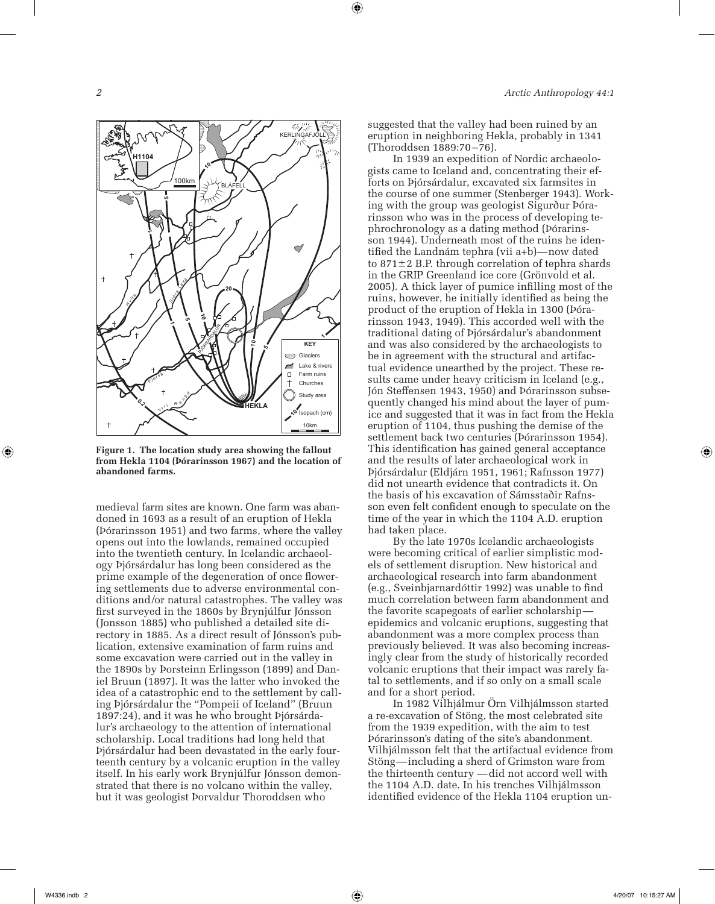KERLINGARFJÖLL

H1104

100km

BLÁFELL

Hvítá

Sandá

Stóra Laxá

Þjórsárdalur

Þjórsá

Ytri Rangá

HEKLA

KEY

Glaciers

Lake & rivers

Farm ruins

Churches

Study area

Isopach (cm)

10km

10

5

1

20

10

5

1

10

5

1

0.2

**Figure 1. The location study area showing the fallout from Hekla 1104 (Þórarinsson 1967) and the location of abandoned farms.**

medieval farm sites are known. One farm was abandoned in 1693 as a result of an eruption of Hekla (Þórarinsson 1951) and two farms, where the valley opens out into the lowlands, remained occupied into the twentieth century. In Icelandic archaeology Þjórsárdalur has long been considered as the prime example of the degeneration of once flowering settlements due to adverse environmental conditions and/or natural catastrophes. The valley was first surveyed in the 1860s by Brynjúlfur Jónsson (Jonsson 1885) who published a detailed site directory in 1885. As a direct result of Jónsson's publication, extensive examination of farm ruins and some excavation were carried out in the valley in the 1890s by Þorsteinn Erlingsson (1899) and Daniel Bruun (1897). It was the latter who invoked the idea of a catastrophic end to the settlement by calling Þjórsárdalur the "Pompeii of Iceland" (Bruun 1897:24), and it was he who brought Þjórsárdalur's archaeology to the attention of international scholarship. Local traditions had long held that Þjórsárdalur had been devastated in the early fourteenth century by a volcanic eruption in the valley itself. In his early work Brynjúlfur Jónsson demonstrated that there is no volcano within the valley, but it was geologist Þorvaldur Thoroddsen who suggested that the valley had been ruined by an eruption in neighboring Hekla, probably in 1341 (Thoroddsen 1889:70–76).

In 1939 an expedition of Nordic archaeologists came to Iceland and, concentrating their efforts on Þjórsárdalur, excavated six farmsites in the course of one summer (Stenberger 1943). Working with the group was geologist Sigurður Þórarinsson who was in the process of developing tephrochronology as a dating method (Þórarinsson 1944). Underneath most of the ruins he identified the Landnám tephra (vii a+b)—now dated to 871±2 B.P. through correlation of tephra shards in the GRIP Greenland ice core (Grönvold et al. 2005). A thick layer of pumice infilling most of the ruins, however, he initially identified as being the product of the eruption of Hekla in 1300 (Þórarinsson 1943, 1949). This accorded well with the traditional dating of Þjórsárdalur's abandonment and was also considered by the archaeologists to be in agreement with the structural and artifactual evidence unearthed by the project. These results came under heavy criticism in Iceland (e.g., Jón Steffensen 1943, 1950) and Þórarinsson subsequently changed his mind about the layer of pumice and suggested that it was in fact from the Hekla eruption of 1104, thus pushing the demise of the settlement back two centuries (Þórarinsson 1954). This identification has gained general acceptance and the results of later archaeological work in Þjórsárdalur (Eldjárn 1951, 1961; Rafnsson 1977) did not unearth evidence that contradicts it. On the basis of his excavation of Sámsstaðir Rafnsson even felt confident enough to speculate on the time of the year in which the 1104 A.D. eruption had taken place.

By the late 1970s Icelandic archaeologists were becoming critical of earlier simplistic models of settlement disruption. New historical and archaeological research into farm abandonment (e.g., Sveinbjarnardóttir 1992) was unable to find much correlation between farm abandonment and the favorite scapegoats of earlier scholarship—epidemics and volcanic eruptions, suggesting that abandonment was a more complex process than previously believed. It was also becoming increasingly clear from the study of historically recorded volcanic eruptions that their impact was rarely fatal to settlements, and if so only on a small scale and for a short period.

In 1982 Vilhjálmur Örn Vilhjálmsson started a re-excavation of Stöng, the most celebrated site from the 1939 expedition, with the aim to test Þórarinsson's dating of the site's abandonment. Vilhjálmsson felt that the artifactual evidence from Stöng—including a sherd of Grimston ware from the thirteenth century —did not accord well with the 1104 A.D. date. In his trenches Vilhjálmsson identified evidence of the Hekla 1104 eruption un-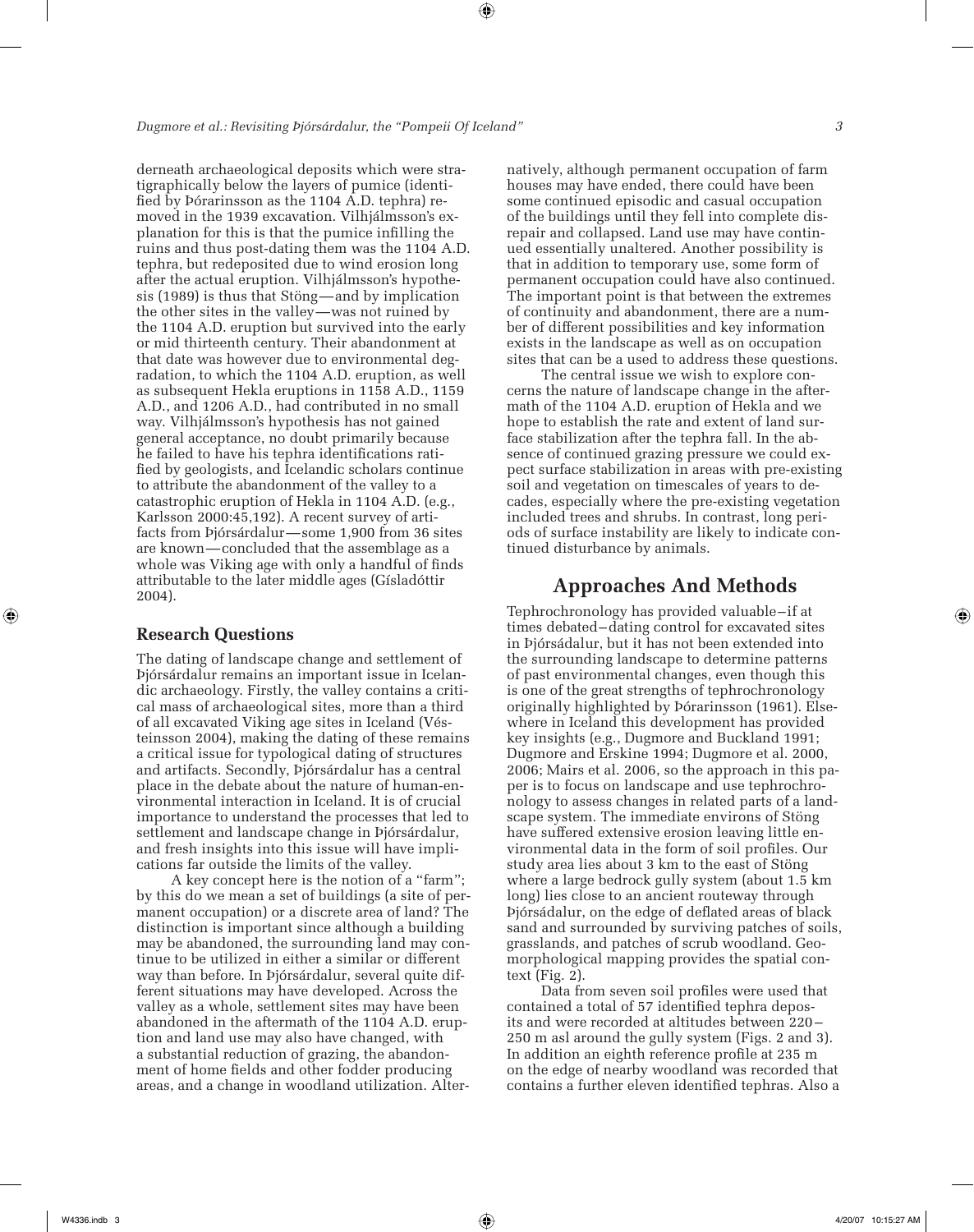derneath archaeological deposits which were stratigraphically below the layers of pumice (identified by Þórarinsson as the 1104 A.D. tephra) removed in the 1939 excavation. Vilhjálmsson's explanation for this is that the pumice infilling the ruins and thus post-dating them was the 1104 A.D. tephra, but redeposited due to wind erosion long after the actual eruption. Vilhjálmsson's hypothesis (1989) is thus that Stöng—and by implication the other sites in the valley—was not ruined by the 1104 A.D. eruption but survived into the early or mid thirteenth century. Their abandonment at that date was however due to environmental degradation, to which the 1104 A.D. eruption, as well as subsequent Hekla eruptions in 1158 A.D., 1159 A.D., and 1206 A.D., had contributed in no small way. Vilhjálmsson's hypothesis has not gained general acceptance, no doubt primarily because he failed to have his tephra identifications ratified by geologists, and Icelandic scholars continue to attribute the abandonment of the valley to a catastrophic eruption of Hekla in 1104 A.D. (e.g., Karlsson 2000:45,192). A recent survey of artifacts from Þjórsárdalur—some 1,900 from 36 sites are known—concluded that the assemblage as a whole was Viking age with only a handful of finds attributable to the later middle ages (Gísladóttir 2004).

## Research Questions

The dating of landscape change and settlement of Þjórsárdalur remains an important issue in Icelandic archaeology. Firstly, the valley contains a critical mass of archaeological sites, more than a third of all excavated Viking age sites in Iceland (Vésteinsson 2004), making the dating of these remains a critical issue for typological dating of structures and artifacts. Secondly, Þjórsárdalur has a central place in the debate about the nature of human-environmental interaction in Iceland. It is of crucial importance to understand the processes that led to settlement and landscape change in Þjórsárdalur, and fresh insights into this issue will have implications far outside the limits of the valley.

A key concept here is the notion of a "farm"; by this do we mean a set of buildings (a site of permanent occupation) or a discrete area of land? The distinction is important since although a building may be abandoned, the surrounding land may continue to be utilized in either a similar or different way than before. In Þjórsárdalur, several quite different situations may have developed. Across the valley as a whole, settlement sites may have been abandoned in the aftermath of the 1104 A.D. eruption and land use may also have changed, with a substantial reduction of grazing, the abandonment of home fields and other fodder producing areas, and a change in woodland utilization. Alternatively, although permanent occupation of farm houses may have ended, there could have been some continued episodic and casual occupation of the buildings until they fell into complete disrepair and collapsed. Land use may have continued essentially unaltered. Another possibility is that in addition to temporary use, some form of permanent occupation could have also continued. The important point is that between the extremes of continuity and abandonment, there are a number of different possibilities and key information exists in the landscape as well as on occupation sites that can be a used to address these questions.

The central issue we wish to explore concerns the nature of landscape change in the aftermath of the 1104 A.D. eruption of Hekla and we hope to establish the rate and extent of land surface stabilization after the tephra fall. In the absence of continued grazing pressure we could expect surface stabilization in areas with pre-existing soil and vegetation on timescales of years to decades, especially where the pre-existing vegetation included trees and shrubs. In contrast, long periods of surface instability are likely to indicate continued disturbance by animals.

## Approaches And Methods

Tephrochronology has provided valuable—if at times debated—dating control for excavated sites in Þjórsádalur, but it has not been extended into the surrounding landscape to determine patterns of past environmental changes, even though this is one of the great strengths of tephrochronology originally highlighted by Þórarinsson (1961). Elsewhere in Iceland this development has provided key insights (e.g., Dugmore and Buckland 1991; Dugmore and Erskine 1994; Dugmore et al. 2000, 2006; Mairs et al. 2006, so the approach in this paper is to focus on landscape and use tephrochronology to assess changes in related parts of a landscape system. The immediate environs of Stöng have suffered extensive erosion leaving little environmental data in the form of soil profiles. Our study area lies about 3 km to the east of Stöng where a large bedrock gully system (about 1.5 km long) lies close to an ancient routeway through Þjórsádalur, on the edge of deflated areas of black sand and surrounded by surviving patches of soils, grasslands, and patches of scrub woodland. Geomorphological mapping provides the spatial context (Fig. 2).

Data from seven soil profiles were used that contained a total of 57 identified tephra deposits and were recorded at altitudes between 220–250 m asl around the gully system (Figs. 2 and 3). In addition an eighth reference profile at 235 m on the edge of nearby woodland was recorded that contains a further eleven identified tephras. Also a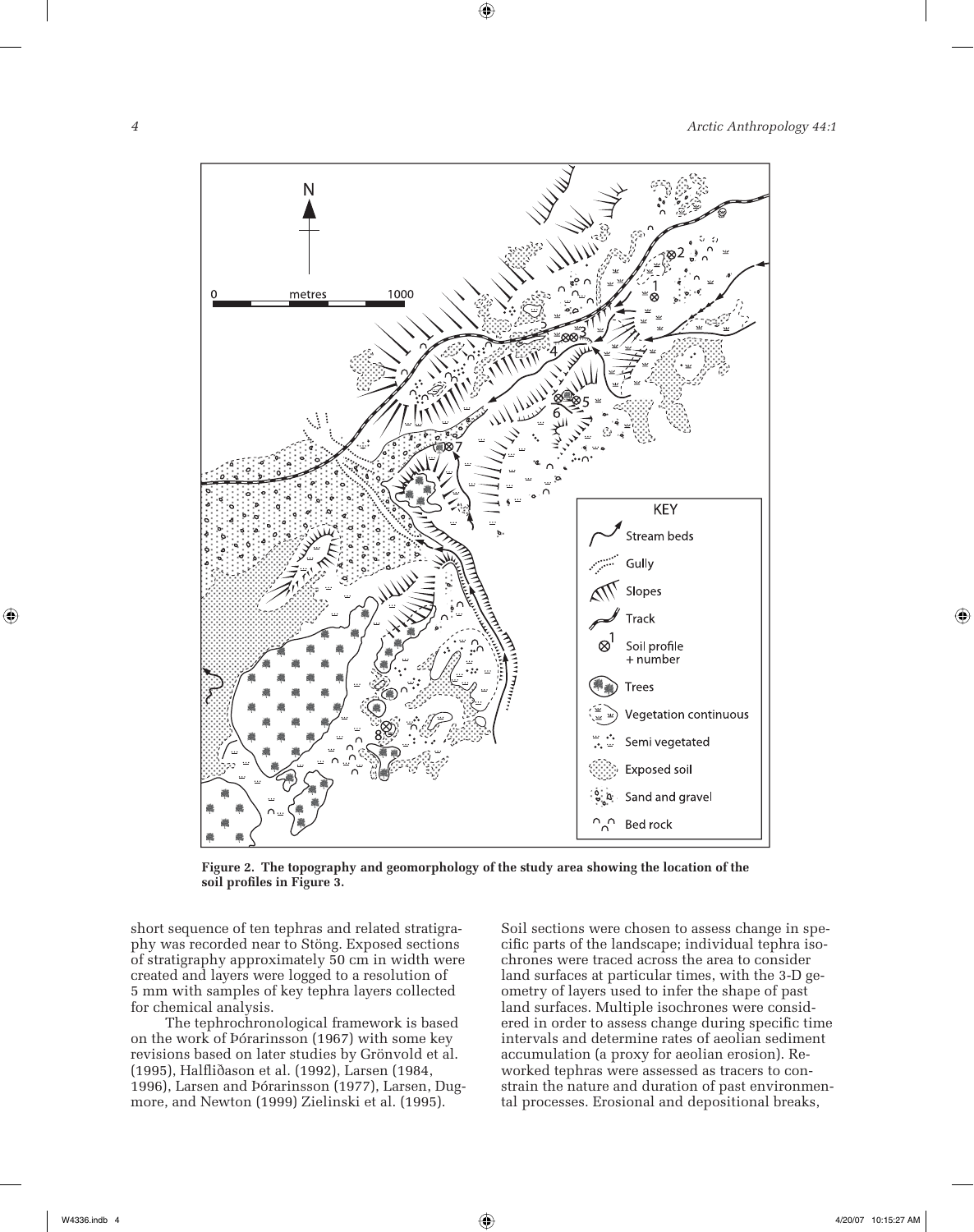N

0 metres 1000

KEY

Stream beds

Gully

Slopes

Track

Soil profile + number

Trees

Vegetation continuous

Semi vegetated

Exposed soil

Sand and gravel

Bed rock

**Figure 2. The topography and geomorphology of the study area showing the location of the soil profiles in Figure 3.**

short sequence of ten tephras and related stratigraphy was recorded near to Stöng. Exposed sections of stratigraphy approximately 50 cm in width were created and layers were logged to a resolution of 5 mm with samples of key tephra layers collected for chemical analysis.

The tephrochronological framework is based on the work of Þórarinsson (1967) with some key revisions based on later studies by Grönvold et al. (1995), Halfliðason et al. (1992), Larsen (1984, 1996), Larsen and Þórarinsson (1977), Larsen, Dugmore, and Newton (1999) Zielinski et al. (1995).

Soil sections were chosen to assess change in specific parts of the landscape; individual tephra isochrones were traced across the area to consider land surfaces at particular times, with the 3-D geometry of layers used to infer the shape of past land surfaces. Multiple isochrones were considered in order to assess change during specific time intervals and determine rates of aeolian sediment accumulation (a proxy for aeolian erosion). Reworked tephras were assessed as tracers to constrain the nature and duration of past environmental processes. Erosional and depositional breaks,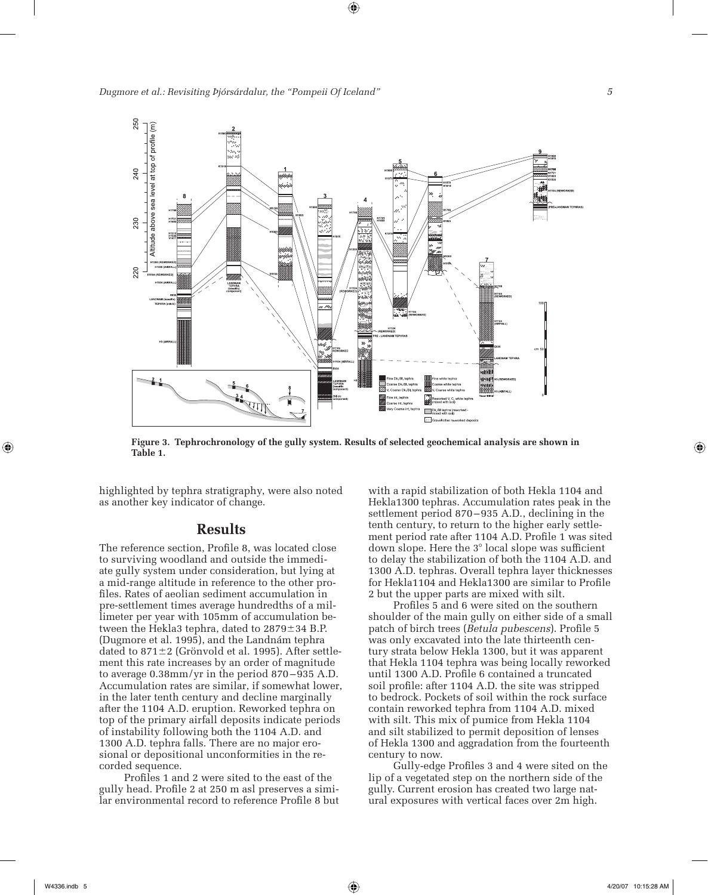Figure 3. Tephrochronology of the gully system. Results of selected geochemical analysis are shown in Table 1.

highlighted by tephra stratigraphy, were also noted as another key indicator of change.

## Results

The reference section, Profile 8, was located close to surviving woodland and outside the immediate gully system under consideration, but lying at a mid-range altitude in reference to the other profiles. Rates of aeolian sediment accumulation in pre-settlement times average hundredths of a millimeter per year with 105mm of accumulation between the Hekla3 tephra, dated to 2879±34 B.P. (Dugmore et al. 1995), and the Landnám tephra dated to 871±2 (Grönvold et al. 1995). After settlement this rate increases by an order of magnitude to average 0.38mm/yr in the period 870–935 A.D. Accumulation rates are similar, if somewhat lower, in the later tenth century and decline marginally after the 1104 A.D. eruption. Reworked tephra on top of the primary airfall deposits indicate periods of instability following both the 1104 A.D. and 1300 A.D. tephra falls. There are no major erosional or depositional unconformities in the recorded sequence.

Profiles 1 and 2 were sited to the east of the gully head. Profile 2 at 250 m asl preserves a similar environmental record to reference Profile 8 but with a rapid stabilization of both Hekla 1104 and Hekla1300 tephras. Accumulation rates peak in the settlement period 870–935 A.D., declining in the tenth century, to return to the higher early settlement period rate after 1104 A.D. Profile 1 was sited down slope. Here the 3° local slope was sufficient to delay the stabilization of both the 1104 A.D. and 1300 A.D. tephras. Overall tephra layer thicknesses for Hekla1104 and Hekla1300 are similar to Profile 2 but the upper parts are mixed with silt.

Profiles 5 and 6 were sited on the southern shoulder of the main gully on either side of a small patch of birch trees (*Betula pubescens*). Profile 5 was only excavated into the late thirteenth century strata below Hekla 1300, but it was apparent that Hekla 1104 tephra was being locally reworked until 1300 A.D. Profile 6 contained a truncated soil profile: after 1104 A.D. the site was stripped to bedrock. Pockets of soil within the rock surface contain reworked tephra from 1104 A.D. mixed with silt. This mix of pumice from Hekla 1104 and silt stabilized to permit deposition of lenses of Hekla 1300 and aggradation from the fourteenth century to now.

Gully-edge Profiles 3 and 4 were sited on the lip of a vegetated step on the northern side of the gully. Current erosion has created two large natural exposures with vertical faces over 2m high.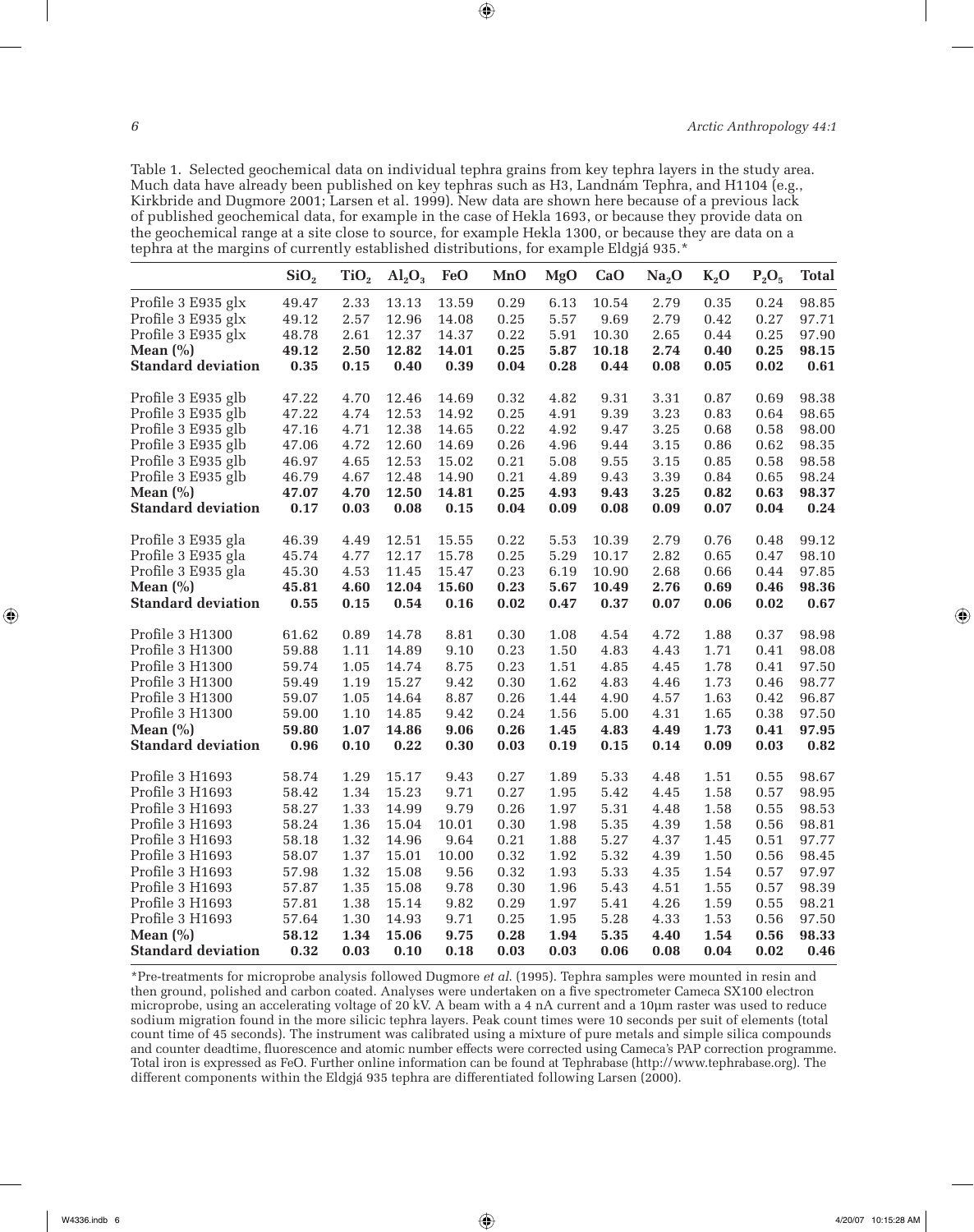Table 1. Selected geochemical data on individual tephra grains from key tephra layers in the study area. Much data have already been published on key tephras such as H3, Landnám Tephra, and H1104 (e.g., Kirkbride and Dugmore 2001; Larsen et al. 1999). New data are shown here because of a previous lack of published geochemical data, for example in the case of Hekla 1693, or because they provide data on the geochemical range at a site close to source, for example Hekla 1300, or because they are data on a tephra at the margins of currently established distributions, for example Eldgjá 935.*

| | $SiO_2$ | $TiO_2$ | $Al_2O_3$ | FeO | MnO | MgO | CaO | $Na_2O$ | $K_2O$ | $P_2O_5$ | Total |
|---|---|---|---|---|---|---|---|---|---|---|---|
| Profile 3 E935 glx | 49.47 | 2.33 | 13.13 | 13.59 | 0.29 | 6.13 | 10.54 | 2.79 | 0.35 | 0.24 | 98.85 |
| Profile 3 E935 glx | 49.12 | 2.57 | 12.96 | 14.08 | 0.25 | 5.57 | 9.69 | 2.79 | 0.42 | 0.27 | 97.71 |
| Profile 3 E935 glx | 48.78 | 2.61 | 12.37 | 14.37 | 0.22 | 5.91 | 10.30 | 2.65 | 0.44 | 0.25 | 97.90 |
| **Mean (%)** | **49.12** | **2.50** | **12.82** | **14.01** | **0.25** | **5.87** | **10.18** | **2.74** | **0.40** | **0.25** | **98.15** |
| **Standard deviation** | **0.35** | **0.15** | **0.40** | **0.39** | **0.04** | **0.28** | **0.44** | **0.08** | **0.05** | **0.02** | **0.61** |
| Profile 3 E935 glb | 47.22 | 4.70 | 12.46 | 14.69 | 0.32 | 4.82 | 9.31 | 3.31 | 0.87 | 0.69 | 98.38 |
| Profile 3 E935 glb | 47.22 | 4.74 | 12.53 | 14.92 | 0.25 | 4.91 | 9.39 | 3.23 | 0.83 | 0.64 | 98.65 |
| Profile 3 E935 glb | 47.16 | 4.71 | 12.38 | 14.65 | 0.22 | 4.92 | 9.47 | 3.25 | 0.68 | 0.58 | 98.00 |
| Profile 3 E935 glb | 47.06 | 4.72 | 12.60 | 14.69 | 0.26 | 4.96 | 9.44 | 3.15 | 0.86 | 0.62 | 98.35 |
| Profile 3 E935 glb | 46.97 | 4.65 | 12.53 | 15.02 | 0.21 | 5.08 | 9.55 | 3.15 | 0.85 | 0.58 | 98.58 |
| Profile 3 E935 glb | 46.79 | 4.67 | 12.48 | 14.90 | 0.21 | 4.89 | 9.43 | 3.39 | 0.84 | 0.65 | 98.24 |
| **Mean (%)** | **47.07** | **4.70** | **12.50** | **14.81** | **0.25** | **4.93** | **9.43** | **3.25** | **0.82** | **0.63** | **98.37** |
| **Standard deviation** | **0.17** | **0.03** | **0.08** | **0.15** | **0.04** | **0.09** | **0.08** | **0.09** | **0.07** | **0.04** | **0.24** |
| Profile 3 E935 gla | 46.39 | 4.49 | 12.51 | 15.55 | 0.22 | 5.53 | 10.39 | 2.79 | 0.76 | 0.48 | 99.12 |
| Profile 3 E935 gla | 45.74 | 4.77 | 12.17 | 15.78 | 0.25 | 5.29 | 10.17 | 2.82 | 0.65 | 0.47 | 98.10 |
| Profile 3 E935 gla | 45.30 | 4.53 | 11.45 | 15.47 | 0.23 | 6.19 | 10.90 | 2.68 | 0.66 | 0.44 | 97.85 |
| **Mean (%)** | **45.81** | **4.60** | **12.04** | **15.60** | **0.23** | **5.67** | **10.49** | **2.76** | **0.69** | **0.46** | **98.36** |
| **Standard deviation** | **0.55** | **0.15** | **0.54** | **0.16** | **0.02** | **0.47** | **0.37** | **0.07** | **0.06** | **0.02** | **0.67** |
| Profile 3 H1300 | 61.62 | 0.89 | 14.78 | 8.81 | 0.30 | 1.08 | 4.54 | 4.72 | 1.88 | 0.37 | 98.98 |
| Profile 3 H1300 | 59.88 | 1.11 | 14.89 | 9.10 | 0.23 | 1.50 | 4.83 | 4.43 | 1.71 | 0.41 | 98.08 |
| Profile 3 H1300 | 59.74 | 1.05 | 14.74 | 8.75 | 0.23 | 1.51 | 4.85 | 4.45 | 1.78 | 0.41 | 97.50 |
| Profile 3 H1300 | 59.49 | 1.19 | 15.27 | 9.42 | 0.30 | 1.62 | 4.83 | 4.46 | 1.73 | 0.46 | 98.77 |
| Profile 3 H1300 | 59.07 | 1.05 | 14.64 | 8.87 | 0.26 | 1.44 | 4.90 | 4.57 | 1.63 | 0.42 | 96.87 |
| Profile 3 H1300 | 59.00 | 1.10 | 14.85 | 9.42 | 0.24 | 1.56 | 5.00 | 4.31 | 1.65 | 0.38 | 97.50 |
| **Mean (%)** | **59.80** | **1.07** | **14.86** | **9.06** | **0.26** | **1.45** | **4.83** | **4.49** | **1.73** | **0.41** | **97.95** |
| **Standard deviation** | **0.96** | **0.10** | **0.22** | **0.30** | **0.03** | **0.19** | **0.15** | **0.14** | **0.09** | **0.03** | **0.82** |
| Profile 3 H1693 | 58.74 | 1.29 | 15.17 | 9.43 | 0.27 | 1.89 | 5.33 | 4.48 | 1.51 | 0.55 | 98.67 |
| Profile 3 H1693 | 58.42 | 1.34 | 15.23 | 9.71 | 0.27 | 1.95 | 5.42 | 4.45 | 1.58 | 0.57 | 98.95 |
| Profile 3 H1693 | 58.27 | 1.33 | 14.99 | 9.79 | 0.26 | 1.97 | 5.31 | 4.48 | 1.58 | 0.55 | 98.53 |
| Profile 3 H1693 | 58.24 | 1.36 | 15.04 | 10.01 | 0.30 | 1.98 | 5.35 | 4.39 | 1.58 | 0.56 | 98.81 |
| Profile 3 H1693 | 58.18 | 1.32 | 14.96 | 9.64 | 0.21 | 1.88 | 5.27 | 4.37 | 1.45 | 0.51 | 97.77 |
| Profile 3 H1693 | 58.07 | 1.37 | 15.01 | 10.00 | 0.32 | 1.92 | 5.32 | 4.39 | 1.50 | 0.56 | 98.45 |
| Profile 3 H1693 | 57.98 | 1.32 | 15.08 | 9.56 | 0.32 | 1.93 | 5.33 | 4.35 | 1.54 | 0.57 | 97.97 |
| Profile 3 H1693 | 57.87 | 1.35 | 15.08 | 9.78 | 0.30 | 1.96 | 5.43 | 4.51 | 1.55 | 0.57 | 98.39 |
| Profile 3 H1693 | 57.81 | 1.38 | 15.14 | 9.82 | 0.29 | 1.97 | 5.41 | 4.26 | 1.59 | 0.55 | 98.21 |
| Profile 3 H1693 | 57.64 | 1.30 | 14.93 | 9.71 | 0.25 | 1.95 | 5.28 | 4.33 | 1.53 | 0.56 | 97.50 |
| **Mean (%)** | **58.12** | **1.34** | **15.06** | **9.75** | **0.28** | **1.94** | **5.35** | **4.40** | **1.54** | **0.56** | **98.33** |
| **Standard deviation** | **0.32** | **0.03** | **0.10** | **0.18** | **0.03** | **0.03** | **0.06** | **0.08** | **0.04** | **0.02** | **0.46** |

*Pre-treatments for microprobe analysis followed Dugmore *et al*. (1995). Tephra samples were mounted in resin and then ground, polished and carbon coated. Analyses were undertaken on a five spectrometer Cameca SX100 electron microprobe, using an accelerating voltage of 20 kV. A beam with a 4 nA current and a 10µm raster was used to reduce sodium migration found in the more silicic tephra layers. Peak count times were 10 seconds per suit of elements (total count time of 45 seconds). The instrument was calibrated using a mixture of pure metals and simple silica compounds and counter deadtime, fluorescence and atomic number effects were corrected using Cameca's PAP correction programme. Total iron is expressed as FeO. Further online information can be found at Tephrabase (http://www.tephrabase.org). The different components within the Eldgjá 935 tephra are differentiated following Larsen (2000).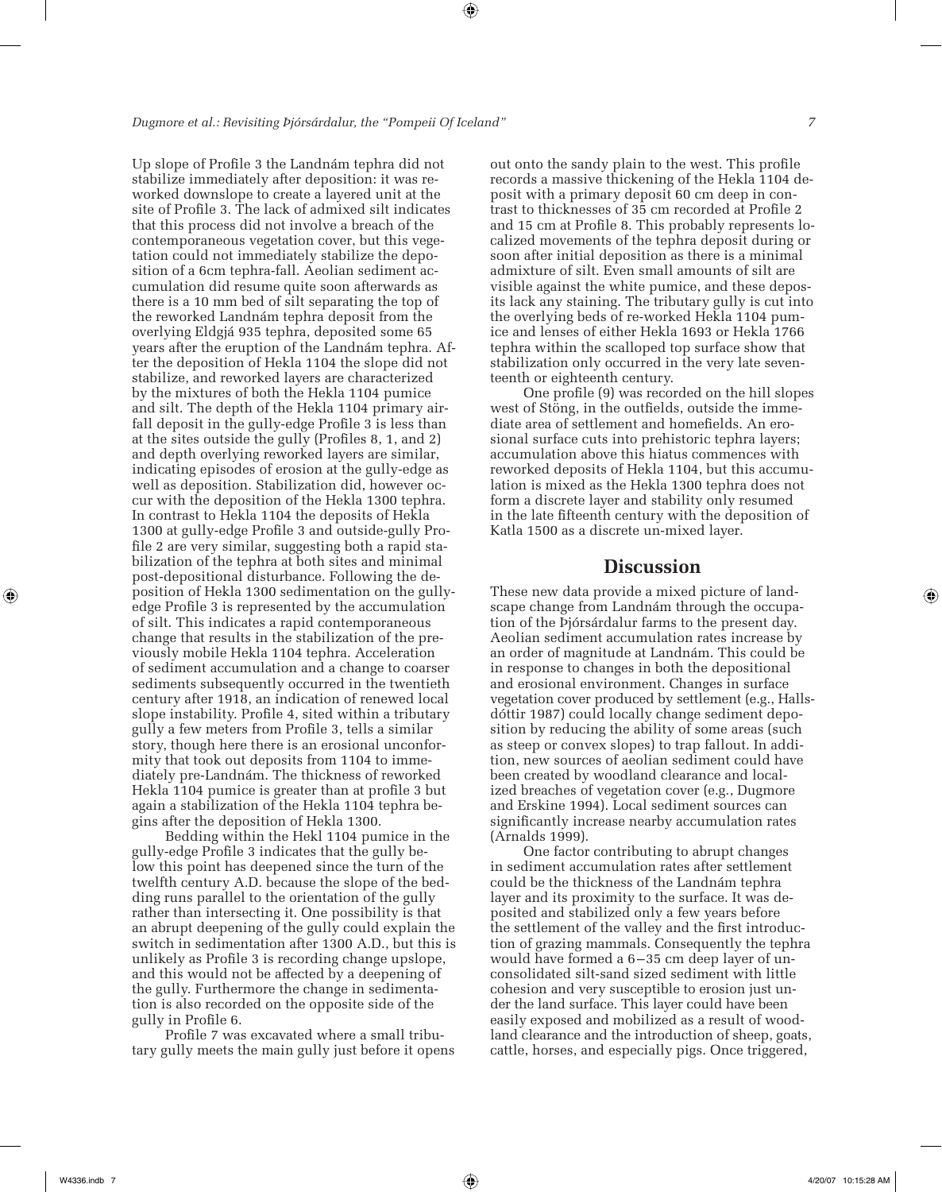Up slope of Profile 3 the Landnám tephra did not stabilize immediately after deposition: it was reworked downslope to create a layered unit at the site of Profile 3. The lack of admixed silt indicates that this process did not involve a breach of the contemporaneous vegetation cover, but this vegetation could not immediately stabilize the deposition of a 6cm tephra-fall. Aeolian sediment accumulation did resume quite soon afterwards as there is a 10 mm bed of silt separating the top of the reworked Landnám tephra deposit from the overlying Eldgjá 935 tephra, deposited some 65 years after the eruption of the Landnám tephra. After the deposition of Hekla 1104 the slope did not stabilize, and reworked layers are characterized by the mixtures of both the Hekla 1104 pumice and silt. The depth of the Hekla 1104 primary airfall deposit in the gully-edge Profile 3 is less than at the sites outside the gully (Profiles 8, 1, and 2) and depth overlying reworked layers are similar, indicating episodes of erosion at the gully-edge as well as deposition. Stabilization did, however occur with the deposition of the Hekla 1300 tephra. In contrast to Hekla 1104 the deposits of Hekla 1300 at gully-edge Profile 3 and outside-gully Profile 2 are very similar, suggesting both a rapid stabilization of the tephra at both sites and minimal post-depositional disturbance. Following the deposition of Hekla 1300 sedimentation on the gully-edge Profile 3 is represented by the accumulation of silt. This indicates a rapid contemporaneous change that results in the stabilization of the previously mobile Hekla 1104 tephra. Acceleration of sediment accumulation and a change to coarser sediments subsequently occurred in the twentieth century after 1918, an indication of renewed local slope instability. Profile 4, sited within a tributary gully a few meters from Profile 3, tells a similar story, though here there is an erosional unconformity that took out deposits from 1104 to immediately pre-Landnám. The thickness of reworked Hekla 1104 pumice is greater than at profile 3 but again a stabilization of the Hekla 1104 tephra begins after the deposition of Hekla 1300.

Bedding within the Hekl 1104 pumice in the gully-edge Profile 3 indicates that the gully below this point has deepened since the turn of the twelfth century A.D. because the slope of the bedding runs parallel to the orientation of the gully rather than intersecting it. One possibility is that an abrupt deepening of the gully could explain the switch in sedimentation after 1300 A.D., but this is unlikely as Profile 3 is recording change upslope, and this would not be affected by a deepening of the gully. Furthermore the change in sedimentation is also recorded on the opposite side of the gully in Profile 6.

Profile 7 was excavated where a small tributary gully meets the main gully just before it opens out onto the sandy plain to the west. This profile records a massive thickening of the Hekla 1104 deposit with a primary deposit 60 cm deep in contrast to thicknesses of 35 cm recorded at Profile 2 and 15 cm at Profile 8. This probably represents localized movements of the tephra deposit during or soon after initial deposition as there is a minimal admixture of silt. Even small amounts of silt are visible against the white pumice, and these deposits lack any staining. The tributary gully is cut into the overlying beds of re-worked Hekla 1104 pumice and lenses of either Hekla 1693 or Hekla 1766 tephra within the scalloped top surface show that stabilization only occurred in the very late seventeenth or eighteenth century.

One profile (9) was recorded on the hill slopes west of Stöng, in the outfields, outside the immediate area of settlement and homefields. An erosional surface cuts into prehistoric tephra layers; accumulation above this hiatus commences with reworked deposits of Hekla 1104, but this accumulation is mixed as the Hekla 1300 tephra does not form a discrete layer and stability only resumed in the late fifteenth century with the deposition of Katla 1500 as a discrete un-mixed layer.

## Discussion

These new data provide a mixed picture of landscape change from Landnám through the occupation of the Þjórsárdalur farms to the present day. Aeolian sediment accumulation rates increase by an order of magnitude at Landnám. This could be in response to changes in both the depositional and erosional environment. Changes in surface vegetation cover produced by settlement (e.g., Hallsdóttir 1987) could locally change sediment deposition by reducing the ability of some areas (such as steep or convex slopes) to trap fallout. In addition, new sources of aeolian sediment could have been created by woodland clearance and localized breaches of vegetation cover (e.g., Dugmore and Erskine 1994). Local sediment sources can significantly increase nearby accumulation rates (Arnalds 1999).

One factor contributing to abrupt changes in sediment accumulation rates after settlement could be the thickness of the Landnám tephra layer and its proximity to the surface. It was deposited and stabilized only a few years before the settlement of the valley and the first introduction of grazing mammals. Consequently the tephra would have formed a 6–35 cm deep layer of unconsolidated silt-sand sized sediment with little cohesion and very susceptible to erosion just under the land surface. This layer could have been easily exposed and mobilized as a result of woodland clearance and the introduction of sheep, goats, cattle, horses, and especially pigs. Once triggered,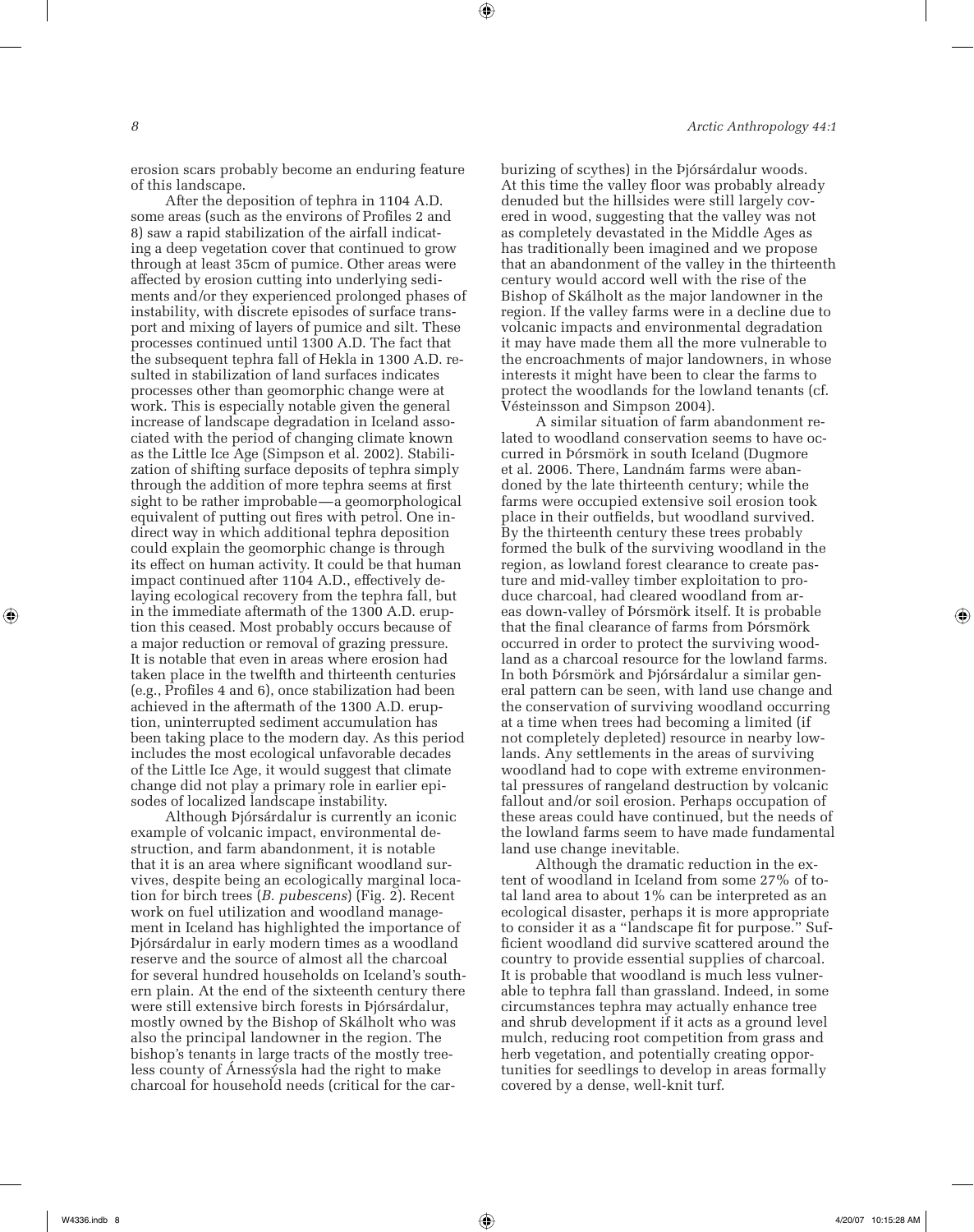erosion scars probably become an enduring feature of this landscape.

After the deposition of tephra in 1104 A.D. some areas (such as the environs of Profiles 2 and 8) saw a rapid stabilization of the airfall indicating a deep vegetation cover that continued to grow through at least 35cm of pumice. Other areas were affected by erosion cutting into underlying sediments and/or they experienced prolonged phases of instability, with discrete episodes of surface transport and mixing of layers of pumice and silt. These processes continued until 1300 A.D. The fact that the subsequent tephra fall of Hekla in 1300 A.D. resulted in stabilization of land surfaces indicates processes other than geomorphic change were at work. This is especially notable given the general increase of landscape degradation in Iceland associated with the period of changing climate known as the Little Ice Age (Simpson et al. 2002). Stabilization of shifting surface deposits of tephra simply through the addition of more tephra seems at first sight to be rather improbable—a geomorphological equivalent of putting out fires with petrol. One indirect way in which additional tephra deposition could explain the geomorphic change is through its effect on human activity. It could be that human impact continued after 1104 A.D., effectively delaying ecological recovery from the tephra fall, but in the immediate aftermath of the 1300 A.D. eruption this ceased. Most probably occurs because of a major reduction or removal of grazing pressure. It is notable that even in areas where erosion had taken place in the twelfth and thirteenth centuries (e.g., Profiles 4 and 6), once stabilization had been achieved in the aftermath of the 1300 A.D. eruption, uninterrupted sediment accumulation has been taking place to the modern day. As this period includes the most ecological unfavorable decades of the Little Ice Age, it would suggest that climate change did not play a primary role in earlier episodes of localized landscape instability.

Although Þjórsárdalur is currently an iconic example of volcanic impact, environmental destruction, and farm abandonment, it is notable that it is an area where significant woodland survives, despite being an ecologically marginal location for birch trees (*B. pubescens*) (Fig. 2). Recent work on fuel utilization and woodland management in Iceland has highlighted the importance of Þjórsárdalur in early modern times as a woodland reserve and the source of almost all the charcoal for several hundred households on Iceland's southern plain. At the end of the sixteenth century there were still extensive birch forests in Þjórsárdalur, mostly owned by the Bishop of Skálholt who was also the principal landowner in the region. The bishop's tenants in large tracts of the mostly treeless county of Árnessýsla had the right to make charcoal for household needs (critical for the carburizing of scythes) in the Þjórsárdalur woods. At this time the valley floor was probably already denuded but the hillsides were still largely covered in wood, suggesting that the valley was not as completely devastated in the Middle Ages as has traditionally been imagined and we propose that an abandonment of the valley in the thirteenth century would accord well with the rise of the Bishop of Skálholt as the major landowner in the region. If the valley farms were in a decline due to volcanic impacts and environmental degradation it may have made them all the more vulnerable to the encroachments of major landowners, in whose interests it might have been to clear the farms to protect the woodlands for the lowland tenants (cf. Vésteinsson and Simpson 2004).

A similar situation of farm abandonment related to woodland conservation seems to have occurred in Þórsmörk in south Iceland (Dugmore et al. 2006. There, Landnám farms were abandoned by the late thirteenth century; while the farms were occupied extensive soil erosion took place in their outfields, but woodland survived. By the thirteenth century these trees probably formed the bulk of the surviving woodland in the region, as lowland forest clearance to create pasture and mid-valley timber exploitation to produce charcoal, had cleared woodland from areas down-valley of Þórsmörk itself. It is probable that the final clearance of farms from Þórsmörk occurred in order to protect the surviving woodland as a charcoal resource for the lowland farms. In both Þórsmörk and Þjórsárdalur a similar general pattern can be seen, with land use change and the conservation of surviving woodland occurring at a time when trees had becoming a limited (if not completely depleted) resource in nearby lowlands. Any settlements in the areas of surviving woodland had to cope with extreme environmental pressures of rangeland destruction by volcanic fallout and/or soil erosion. Perhaps occupation of these areas could have continued, but the needs of the lowland farms seem to have made fundamental land use change inevitable.

Although the dramatic reduction in the extent of woodland in Iceland from some 27% of total land area to about 1% can be interpreted as an ecological disaster, perhaps it is more appropriate to consider it as a "landscape fit for purpose." Sufficient woodland did survive scattered around the country to provide essential supplies of charcoal. It is probable that woodland is much less vulnerable to tephra fall than grassland. Indeed, in some circumstances tephra may actually enhance tree and shrub development if it acts as a ground level mulch, reducing root competition from grass and herb vegetation, and potentially creating opportunities for seedlings to develop in areas formally covered by a dense, well-knit turf.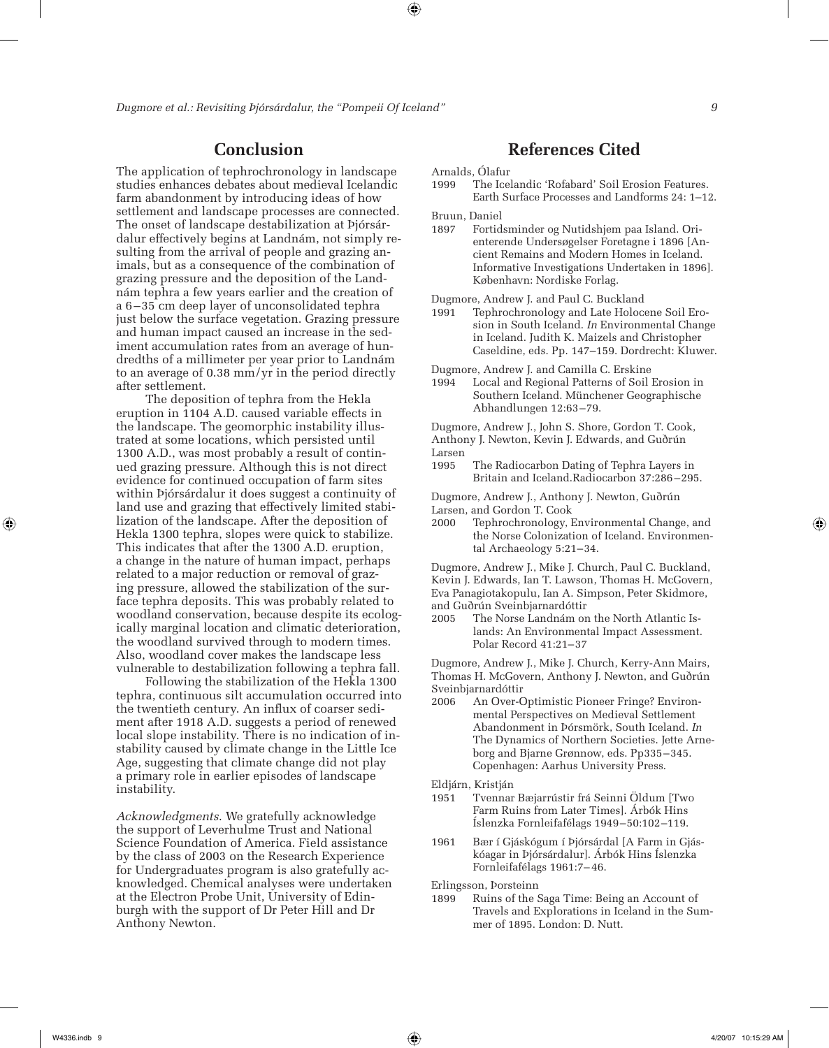## Conclusion

The application of tephrochronology in landscape studies enhances debates about medieval Icelandic farm abandonment by introducing ideas of how settlement and landscape processes are connected. The onset of landscape destabilization at Þjórsárdalur effectively begins at Landnám, not simply resulting from the arrival of people and grazing animals, but as a consequence of the combination of grazing pressure and the deposition of the Landnám tephra a few years earlier and the creation of a 6–35 cm deep layer of unconsolidated tephra just below the surface vegetation. Grazing pressure and human impact caused an increase in the sediment accumulation rates from an average of hundredths of a millimeter per year prior to Landnám to an average of 0.38 mm/yr in the period directly after settlement.

The deposition of tephra from the Hekla eruption in 1104 A.D. caused variable effects in the landscape. The geomorphic instability illustrated at some locations, which persisted until 1300 A.D., was most probably a result of continued grazing pressure. Although this is not direct evidence for continued occupation of farm sites within Þjórsárdalur it does suggest a continuity of land use and grazing that effectively limited stabilization of the landscape. After the deposition of Hekla 1300 tephra, slopes were quick to stabilize. This indicates that after the 1300 A.D. eruption, a change in the nature of human impact, perhaps related to a major reduction or removal of grazing pressure, allowed the stabilization of the surface tephra deposits. This was probably related to woodland conservation, because despite its ecologically marginal location and climatic deterioration, the woodland survived through to modern times. Also, woodland cover makes the landscape less vulnerable to destabilization following a tephra fall.

Following the stabilization of the Hekla 1300 tephra, continuous silt accumulation occurred into the twentieth century. An influx of coarser sediment after 1918 A.D. suggests a period of renewed local slope instability. There is no indication of instability caused by climate change in the Little Ice Age, suggesting that climate change did not play a primary role in earlier episodes of landscape instability.

*Acknowledgments*. We gratefully acknowledge the support of Leverhulme Trust and National Science Foundation of America. Field assistance by the class of 2003 on the Research Experience for Undergraduates program is also gratefully acknowledged. Chemical analyses were undertaken at the Electron Probe Unit, University of Edinburgh with the support of Dr Peter Hill and Dr Anthony Newton.

## References Cited

Arnalds, Ólafur
1999 The Icelandic 'Rofabard' Soil Erosion Features. Earth Surface Processes and Landforms 24: 1–12.

Bruun, Daniel
1897 Fortidsminder og Nutidshjem paa Island. Orienterende Undersøgelser Foretagne i 1896 [Ancient Remains and Modern Homes in Iceland. Informative Investigations Undertaken in 1896]. København: Nordiske Forlag.

Dugmore, Andrew J. and Paul C. Buckland
1991 Tephrochronology and Late Holocene Soil Erosion in South Iceland. *In* Environmental Change in Iceland. Judith K. Maizels and Christopher Caseldine, eds. Pp. 147–159. Dordrecht: Kluwer.

Dugmore, Andrew J. and Camilla C. Erskine
1994 Local and Regional Patterns of Soil Erosion in Southern Iceland. Münchener Geographische Abhandlungen 12:63–79.

Dugmore, Andrew J., John S. Shore, Gordon T. Cook, Anthony J. Newton, Kevin J. Edwards, and Guðrún Larsen
1995 The Radiocarbon Dating of Tephra Layers in Britain and Iceland.Radiocarbon 37:286–295.

Dugmore, Andrew J., Anthony J. Newton, Guðrún Larsen, and Gordon T. Cook
2000 Tephrochronology, Environmental Change, and the Norse Colonization of Iceland. Environmental Archaeology 5:21–34.

Dugmore, Andrew J., Mike J. Church, Paul C. Buckland, Kevin J. Edwards, Ian T. Lawson, Thomas H. McGovern, Eva Panagiotakopulu, Ian A. Simpson, Peter Skidmore, and Guðrún Sveinbjarnardóttir
2005 The Norse Landnám on the North Atlantic Islands: An Environmental Impact Assessment. Polar Record 41:21–37

Dugmore, Andrew J., Mike J. Church, Kerry-Ann Mairs, Thomas H. McGovern, Anthony J. Newton, and Guðrún Sveinbjarnardóttir
2006 An Over-Optimistic Pioneer Fringe? Environmental Perspectives on Medieval Settlement Abandonment in Þórsmörk, South Iceland. *In* The Dynamics of Northern Societies. Jette Arneborg and Bjarne Grønnow, eds. Pp335–345. Copenhagen: Aarhus University Press.

Eldjárn, Kristján
1951 Tvennar Bæjarrústir frá Seinni Öldum [Two Farm Ruins from Later Times]. Árbók Hins Íslenzka Fornleifafélags 1949–50:102–119.

1961 Bær í Gjáskógum í Þjórsárdal [A Farm in Gjáskóagar in Þjórsárdalur]. Árbók Hins Íslenzka Fornleifafélags 1961:7–46.

Erlingsson, Þorsteinn
1899 Ruins of the Saga Time: Being an Account of Travels and Explorations in Iceland in the Summer of 1895. London: D. Nutt.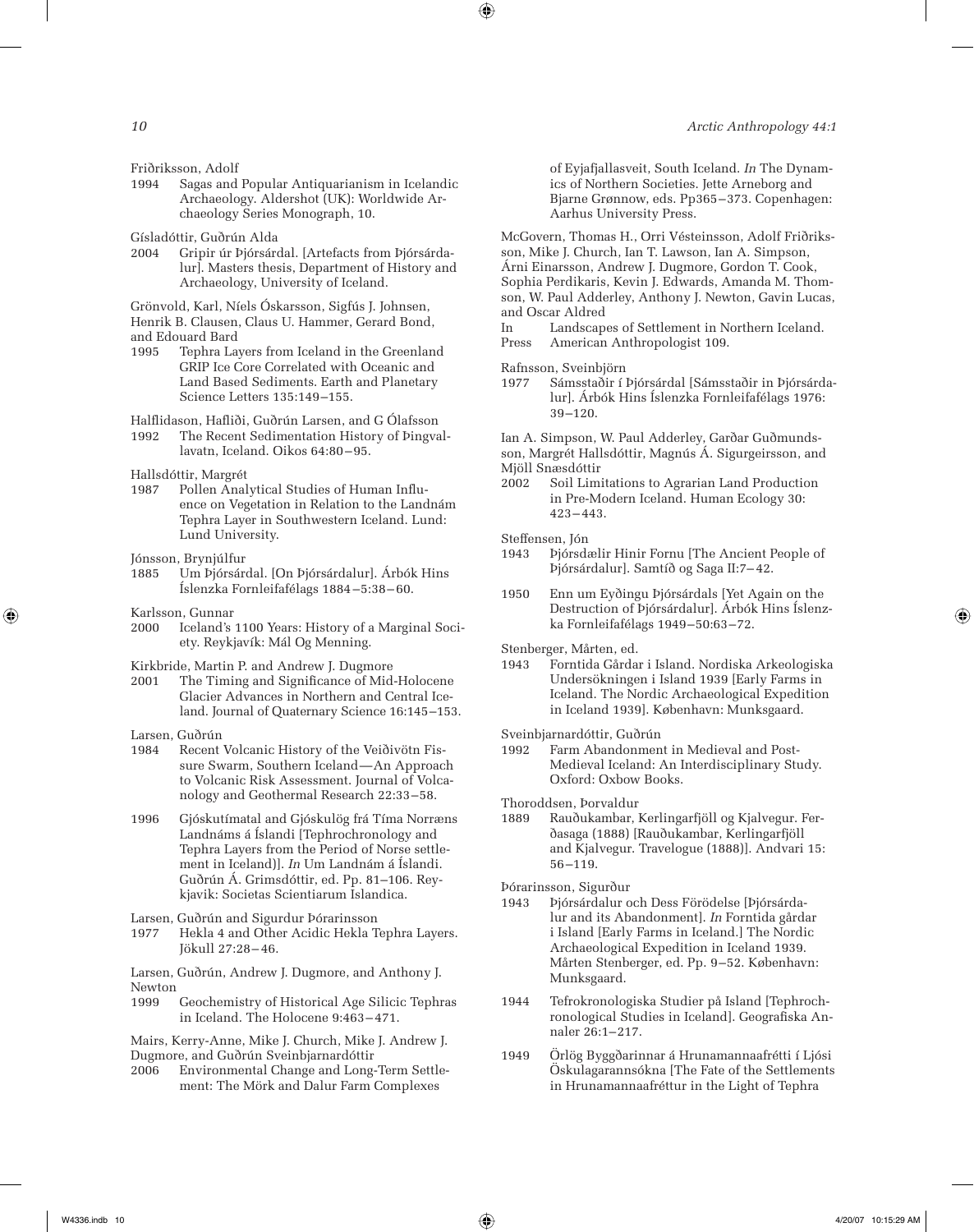Friðriksson, Adolf

1994 Sagas and Popular Antiquarianism in Icelandic Archaeology. Aldershot (UK): Worldwide Archaeology Series Monograph, 10.

Gísladóttir, Guðrún Alda

2004 Gripir úr Þjórsárdal. [Artefacts from Þjórsárdalur]. Masters thesis, Department of History and Archaeology, University of Iceland.

Grönvold, Karl, Níels Óskarsson, Sigfús J. Johnsen, Henrik B. Clausen, Claus U. Hammer, Gerard Bond, and Edouard Bard

1995 Tephra Layers from Iceland in the Greenland GRIP Ice Core Correlated with Oceanic and Land Based Sediments. Earth and Planetary Science Letters 135:149–155.

Halflidason, Hafliði, Guðrún Larsen, and G Ólafsson

1992 The Recent Sedimentation History of Þingvallavatn, Iceland. Oikos 64:80–95.

Hallsdóttir, Margrét

1987 Pollen Analytical Studies of Human Influence on Vegetation in Relation to the Landnám Tephra Layer in Southwestern Iceland. Lund: Lund University.

Jónsson, Brynjúlfur

1885 Um Þjórsárdal. [On Þjórsárdalur]. Árbók Hins Íslenzka Fornleifafélags 1884–5:38–60.

Karlsson, Gunnar

2000 Iceland's 1100 Years: History of a Marginal Society. Reykjavík: Mál Og Menning.

Kirkbride, Martin P. and Andrew J. Dugmore

2001 The Timing and Significance of Mid-Holocene Glacier Advances in Northern and Central Iceland. Journal of Quaternary Science 16:145–153.

Larsen, Guðrún

1984 Recent Volcanic History of the Veiðivötn Fissure Swarm, Southern Iceland—An Approach to Volcanic Risk Assessment. Journal of Volcanology and Geothermal Research 22:33–58.

1996 Gjóskutímatal and Gjóskulög frá Tíma Norræns Landnáms á Íslandi [Tephrochronology and Tephra Layers from the Period of Norse settlement in Iceland)]. *In* Um Landnám á Íslandi. Guðrún Á. Grimsdóttir, ed. Pp. 81–106. Reykjavik: Societas Scientiarum Islandica.

Larsen, Guðrún and Sigurdur Þórarinsson

1977 Hekla 4 and Other Acidic Hekla Tephra Layers. Jökull 27:28–46.

Larsen, Guðrún, Andrew J. Dugmore, and Anthony J. Newton

1999 Geochemistry of Historical Age Silicic Tephras in Iceland. The Holocene 9:463–471.

Mairs, Kerry-Anne, Mike J. Church, Mike J. Andrew J. Dugmore, and Guðrún Sveinbjarnardóttir

2006 Environmental Change and Long-Term Settlement: The Mörk and Dalur Farm Complexes of Eyjafjallasveit, South Iceland. *In* The Dynamics of Northern Societies. Jette Arneborg and Bjarne Grønnow, eds. Pp365–373. Copenhagen: Aarhus University Press.

McGovern, Thomas H., Orri Vésteinsson, Adolf Friðriksson, Mike J. Church, Ian T. Lawson, Ian A. Simpson, Árni Einarsson, Andrew J. Dugmore, Gordon T. Cook, Sophia Perdikaris, Kevin J. Edwards, Amanda M. Thomson, W. Paul Adderley, Anthony J. Newton, Gavin Lucas, and Oscar Aldred

In Press Landscapes of Settlement in Northern Iceland. American Anthropologist 109.

Rafnsson, Sveinbjörn

1977 Sámsstaðir í Þjórsárdal [Sámsstaðir in Þjórsárdalur]. Árbók Hins Íslenzka Fornleifafélags 1976: 39–120.

Ian A. Simpson, W. Paul Adderley, Garðar Guðmundsson, Margrét Hallsdóttir, Magnús Á. Sigurgeirsson, and Mjöll Snæsdóttir

2002 Soil Limitations to Agrarian Land Production in Pre-Modern Iceland. Human Ecology 30: 423–443.

Steffensen, Jón

1943 Þjórsdælir Hinir Fornu [The Ancient People of Þjórsárdalur]. Samtíð og Saga II:7–42.

1950 Enn um Eyðingu Þjórsárdals [Yet Again on the Destruction of Þjórsárdalur]. Árbók Hins Íslenzka Fornleifafélags 1949–50:63–72.

Stenberger, Mårten, ed.

1943 Forntida Gårdar i Island. Nordiska Arkeologiska Undersökningen i Island 1939 [Early Farms in Iceland. The Nordic Archaeological Expedition in Iceland 1939]. København: Munksgaard.

Sveinbjarnardóttir, Guðrún

1992 Farm Abandonment in Medieval and Post-Medieval Iceland: An Interdisciplinary Study. Oxford: Oxbow Books.

Thoroddsen, Þorvaldur

1889 Rauðukambar, Kerlingarfjöll og Kjalvegur. Ferðasaga (1888) [Rauðukambar, Kerlingarfjöll and Kjalvegur. Travelogue (1888)]. Andvari 15: 56–119.

Þórarinsson, Sigurður

1943 Þjórsárdalur och Dess Förödelse [Þjórsárdalur and its Abandonment]. *In* Forntida gårdar i Island [Early Farms in Iceland.] The Nordic Archaeological Expedition in Iceland 1939. Mårten Stenberger, ed. Pp. 9–52. København: Munksgaard.

1944 Tefrokronologiska Studier på Island [Tephrochronological Studies in Iceland]. Geografiska Annaler 26:1–217.

1949 Örlög Byggðarinnar á Hrunamannaafrétti í Ljósi Öskulagarannsókna [The Fate of the Settlements in Hrunamannaafréttur in the Light of Tephra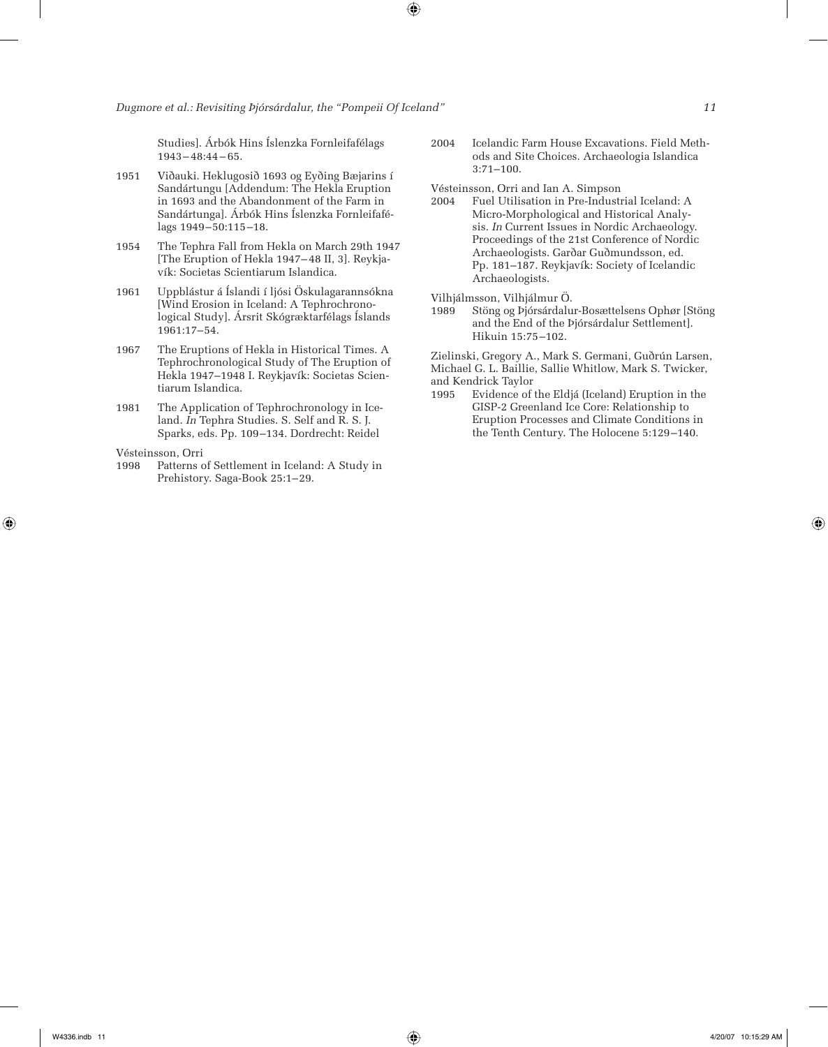Studies]. Árbók Hins Íslenzka Fornleifafélags 1943–48:44–65.

1951 Viðauki. Heklugosið 1693 og Eyðing Bæjarins í Sandártungu [Addendum: The Hekla Eruption in 1693 and the Abandonment of the Farm in Sandártunga]. Árbók Hins Íslenzka Fornleifafélags 1949–50:115–18.

1954 The Tephra Fall from Hekla on March 29th 1947 [The Eruption of Hekla 1947–48 II, 3]. Reykjavík: Societas Scientiarum Islandica.

1961 Uppblástur á Íslandi í ljósi Öskulagarannsókna [Wind Erosion in Iceland: A Tephrochronological Study]. Ársrit Skógræktarfélags Íslands 1961:17–54.

1967 The Eruptions of Hekla in Historical Times. A Tephrochronological Study of The Eruption of Hekla 1947–1948 I. Reykjavík: Societas Scientiarum Islandica.

1981 The Application of Tephrochronology in Iceland. *In* Tephra Studies. S. Self and R. S. J. Sparks, eds. Pp. 109–134. Dordrecht: Reidel

Vésteinsson, Orri

1998 Patterns of Settlement in Iceland: A Study in Prehistory. Saga-Book 25:1–29.

2004 Icelandic Farm House Excavations. Field Methods and Site Choices. Archaeologia Islandica 3:71–100.

Vésteinsson, Orri and Ian A. Simpson

2004 Fuel Utilisation in Pre-Industrial Iceland: A Micro-Morphological and Historical Analysis. *In* Current Issues in Nordic Archaeology. Proceedings of the 21st Conference of Nordic Archaeologists. Garðar Guðmundsson, ed. Pp. 181–187. Reykjavík: Society of Icelandic Archaeologists.

Vilhjálmsson, Vilhjálmur Ö.

1989 Stöng og Þjórsárdalur-Bosættelsens Ophør [Stöng and the End of the Þjórsárdalur Settlement]. Hikuin 15:75–102.

Zielinski, Gregory A., Mark S. Germani, Guðrún Larsen, Michael G. L. Baillie, Sallie Whitlow, Mark S. Twicker, and Kendrick Taylor

1995 Evidence of the Eldjá (Iceland) Eruption in the GISP-2 Greenland Ice Core: Relationship to Eruption Processes and Climate Conditions in the Tenth Century. The Holocene 5:129–140.